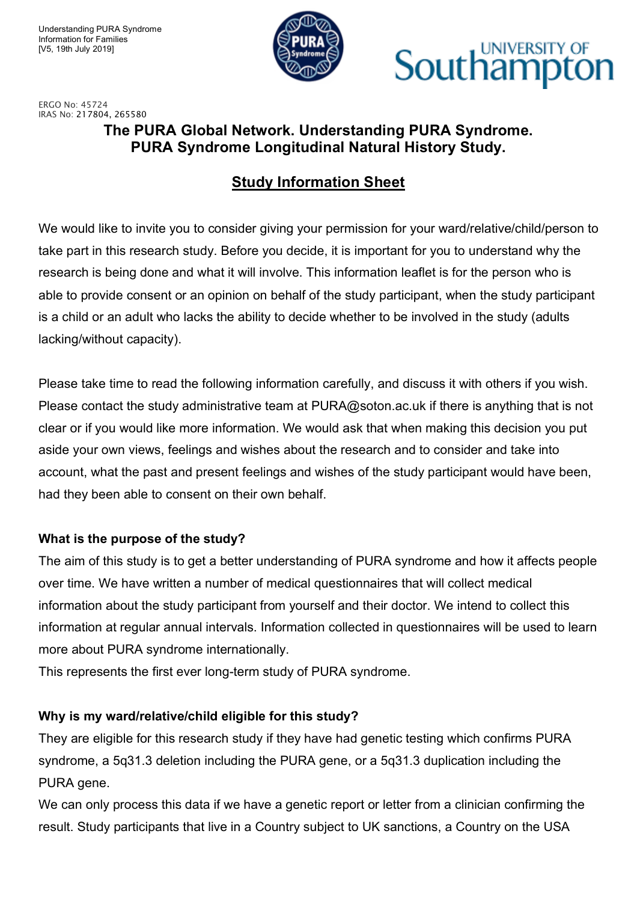Understanding PURA Syndrome
Information for Families
[V5, 19th July 2019]

ERGO No: 45724
IRAS No: 217804, 265580

# The PURA Global Network. Understanding PURA Syndrome. PURA Syndrome Longitudinal Natural History Study.

## Study Information Sheet

We would like to invite you to consider giving your permission for your ward/relative/child/person to take part in this research study. Before you decide, it is important for you to understand why the research is being done and what it will involve. This information leaflet is for the person who is able to provide consent or an opinion on behalf of the study participant, when the study participant is a child or an adult who lacks the ability to decide whether to be involved in the study (adults lacking/without capacity).

Please take time to read the following information carefully, and discuss it with others if you wish. Please contact the study administrative team at PURA@soton.ac.uk if there is anything that is not clear or if you would like more information. We would ask that when making this decision you put aside your own views, feelings and wishes about the research and to consider and take into account, what the past and present feelings and wishes of the study participant would have been, had they been able to consent on their own behalf.

**What is the purpose of the study?**

The aim of this study is to get a better understanding of PURA syndrome and how it affects people over time. We have written a number of medical questionnaires that will collect medical information about the study participant from yourself and their doctor. We intend to collect this information at regular annual intervals. Information collected in questionnaires will be used to learn more about PURA syndrome internationally.
This represents the first ever long-term study of PURA syndrome.

**Why is my ward/relative/child eligible for this study?**

They are eligible for this research study if they have had genetic testing which confirms PURA syndrome, a 5q31.3 deletion including the PURA gene, or a 5q31.3 duplication including the PURA gene.
We can only process this data if we have a genetic report or letter from a clinician confirming the result. Study participants that live in a Country subject to UK sanctions, a Country on the USA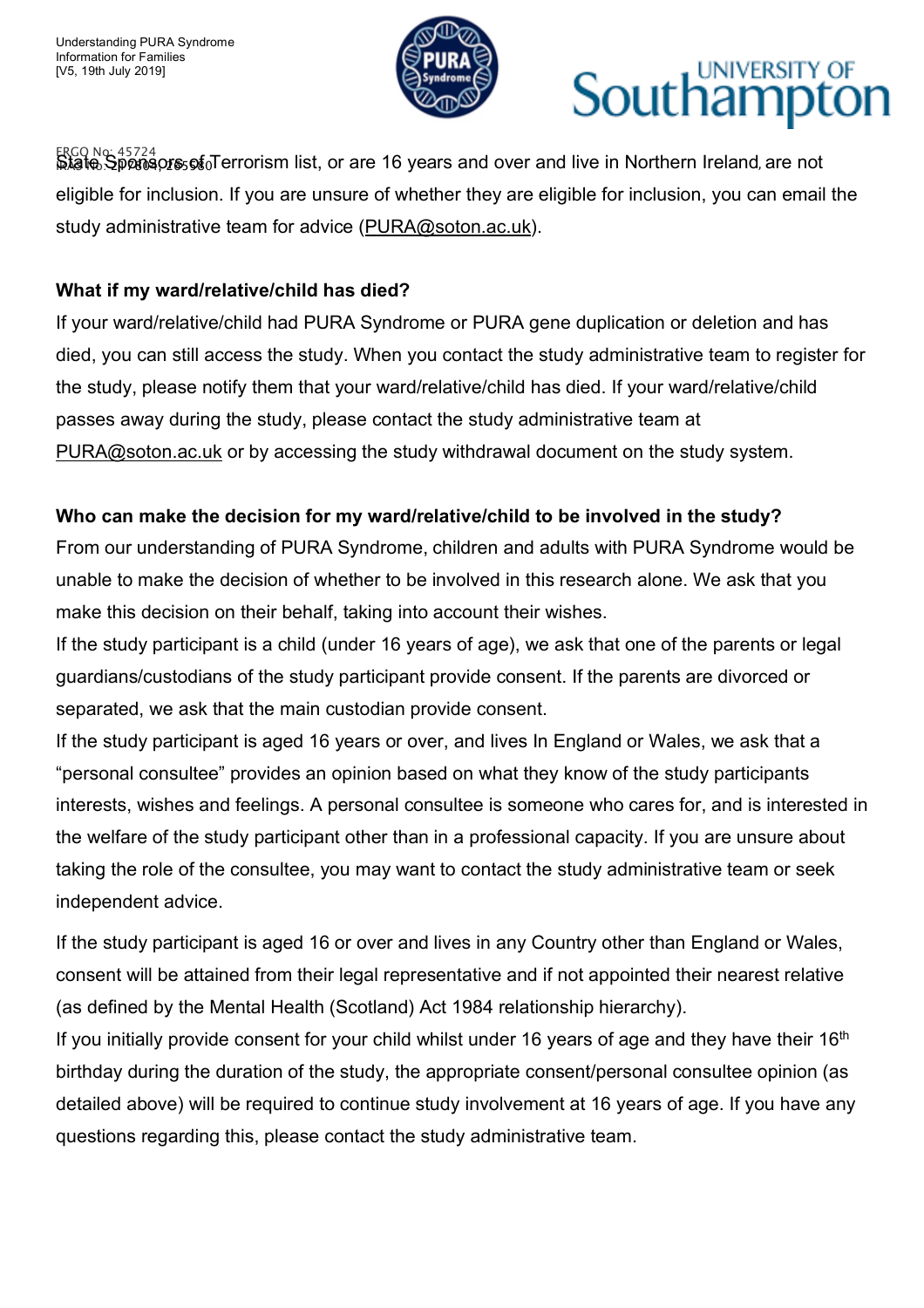State Sponsors of Terrorism list, or are 16 years and over and live in Northern Ireland, are not eligible for inclusion. If you are unsure of whether they are eligible for inclusion, you can email the study administrative team for advice (PURA@soton.ac.uk).

**What if my ward/relative/child has died?**

If your ward/relative/child had PURA Syndrome or PURA gene duplication or deletion and has died, you can still access the study. When you contact the study administrative team to register for the study, please notify them that your ward/relative/child has died. If your ward/relative/child passes away during the study, please contact the study administrative team at PURA@soton.ac.uk or by accessing the study withdrawal document on the study system.

**Who can make the decision for my ward/relative/child to be involved in the study?**

From our understanding of PURA Syndrome, children and adults with PURA Syndrome would be unable to make the decision of whether to be involved in this research alone. We ask that you make this decision on their behalf, taking into account their wishes.

If the study participant is a child (under 16 years of age), we ask that one of the parents or legal guardians/custodians of the study participant provide consent. If the parents are divorced or separated, we ask that the main custodian provide consent.

If the study participant is aged 16 years or over, and lives In England or Wales, we ask that a "personal consultee" provides an opinion based on what they know of the study participants interests, wishes and feelings. A personal consultee is someone who cares for, and is interested in the welfare of the study participant other than in a professional capacity. If you are unsure about taking the role of the consultee, you may want to contact the study administrative team or seek independent advice.

If the study participant is aged 16 or over and lives in any Country other than England or Wales, consent will be attained from their legal representative and if not appointed their nearest relative (as defined by the Mental Health (Scotland) Act 1984 relationship hierarchy).

If you initially provide consent for your child whilst under 16 years of age and they have their 16th birthday during the duration of the study, the appropriate consent/personal consultee opinion (as detailed above) will be required to continue study involvement at 16 years of age. If you have any questions regarding this, please contact the study administrative team.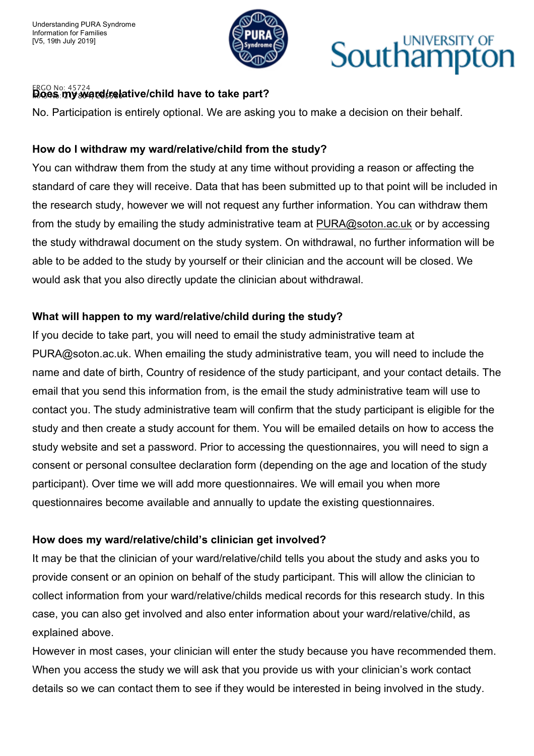### Does my ward/relative/child have to take part?

No. Participation is entirely optional. We are asking you to make a decision on their behalf.

### How do I withdraw my ward/relative/child from the study?

You can withdraw them from the study at any time without providing a reason or affecting the standard of care they will receive. Data that has been submitted up to that point will be included in the research study, however we will not request any further information. You can withdraw them from the study by emailing the study administrative team at PURA@soton.ac.uk or by accessing the study withdrawal document on the study system. On withdrawal, no further information will be able to be added to the study by yourself or their clinician and the account will be closed. We would ask that you also directly update the clinician about withdrawal.

### What will happen to my ward/relative/child during the study?

If you decide to take part, you will need to email the study administrative team at PURA@soton.ac.uk. When emailing the study administrative team, you will need to include the name and date of birth, Country of residence of the study participant, and your contact details. The email that you send this information from, is the email the study administrative team will use to contact you. The study administrative team will confirm that the study participant is eligible for the study and then create a study account for them. You will be emailed details on how to access the study website and set a password. Prior to accessing the questionnaires, you will need to sign a consent or personal consultee declaration form (depending on the age and location of the study participant). Over time we will add more questionnaires. We will email you when more questionnaires become available and annually to update the existing questionnaires.

### How does my ward/relative/child's clinician get involved?

It may be that the clinician of your ward/relative/child tells you about the study and asks you to provide consent or an opinion on behalf of the study participant. This will allow the clinician to collect information from your ward/relative/childs medical records for this research study. In this case, you can also get involved and also enter information about your ward/relative/child, as explained above.

However in most cases, your clinician will enter the study because you have recommended them. When you access the study we will ask that you provide us with your clinician's work contact details so we can contact them to see if they would be interested in being involved in the study.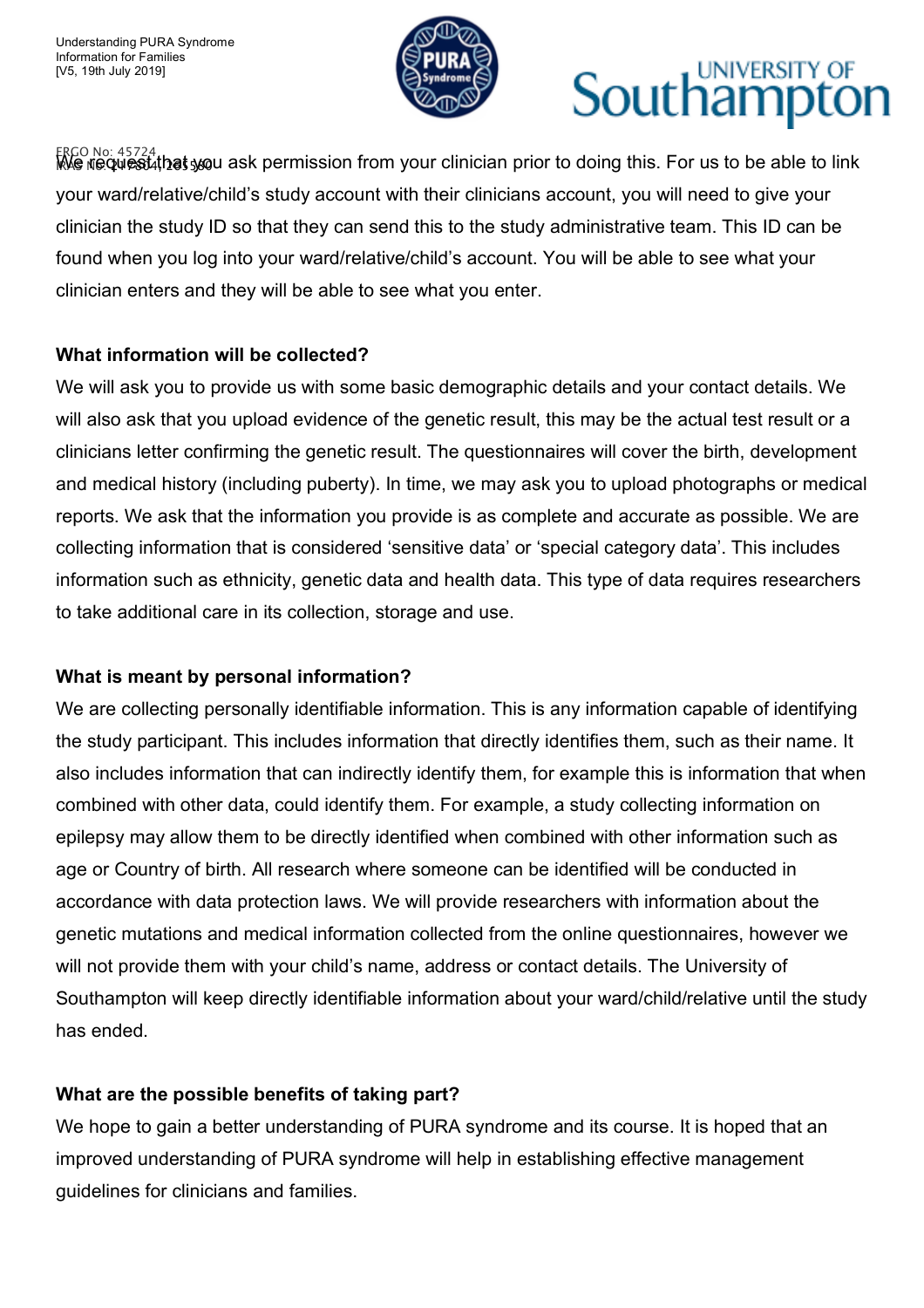We request that you ask permission from your clinician prior to doing this. For us to be able to link your ward/relative/child's study account with their clinicians account, you will need to give your clinician the study ID so that they can send this to the study administrative team. This ID can be found when you log into your ward/relative/child's account. You will be able to see what your clinician enters and they will be able to see what you enter.

**What information will be collected?**

We will ask you to provide us with some basic demographic details and your contact details. We will also ask that you upload evidence of the genetic result, this may be the actual test result or a clinicians letter confirming the genetic result. The questionnaires will cover the birth, development and medical history (including puberty). In time, we may ask you to upload photographs or medical reports. We ask that the information you provide is as complete and accurate as possible. We are collecting information that is considered 'sensitive data' or 'special category data'. This includes information such as ethnicity, genetic data and health data. This type of data requires researchers to take additional care in its collection, storage and use.

**What is meant by personal information?**

We are collecting personally identifiable information. This is any information capable of identifying the study participant. This includes information that directly identifies them, such as their name. It also includes information that can indirectly identify them, for example this is information that when combined with other data, could identify them. For example, a study collecting information on epilepsy may allow them to be directly identified when combined with other information such as age or Country of birth. All research where someone can be identified will be conducted in accordance with data protection laws. We will provide researchers with information about the genetic mutations and medical information collected from the online questionnaires, however we will not provide them with your child's name, address or contact details. The University of Southampton will keep directly identifiable information about your ward/child/relative until the study has ended.

**What are the possible benefits of taking part?**

We hope to gain a better understanding of PURA syndrome and its course. It is hoped that an improved understanding of PURA syndrome will help in establishing effective management guidelines for clinicians and families.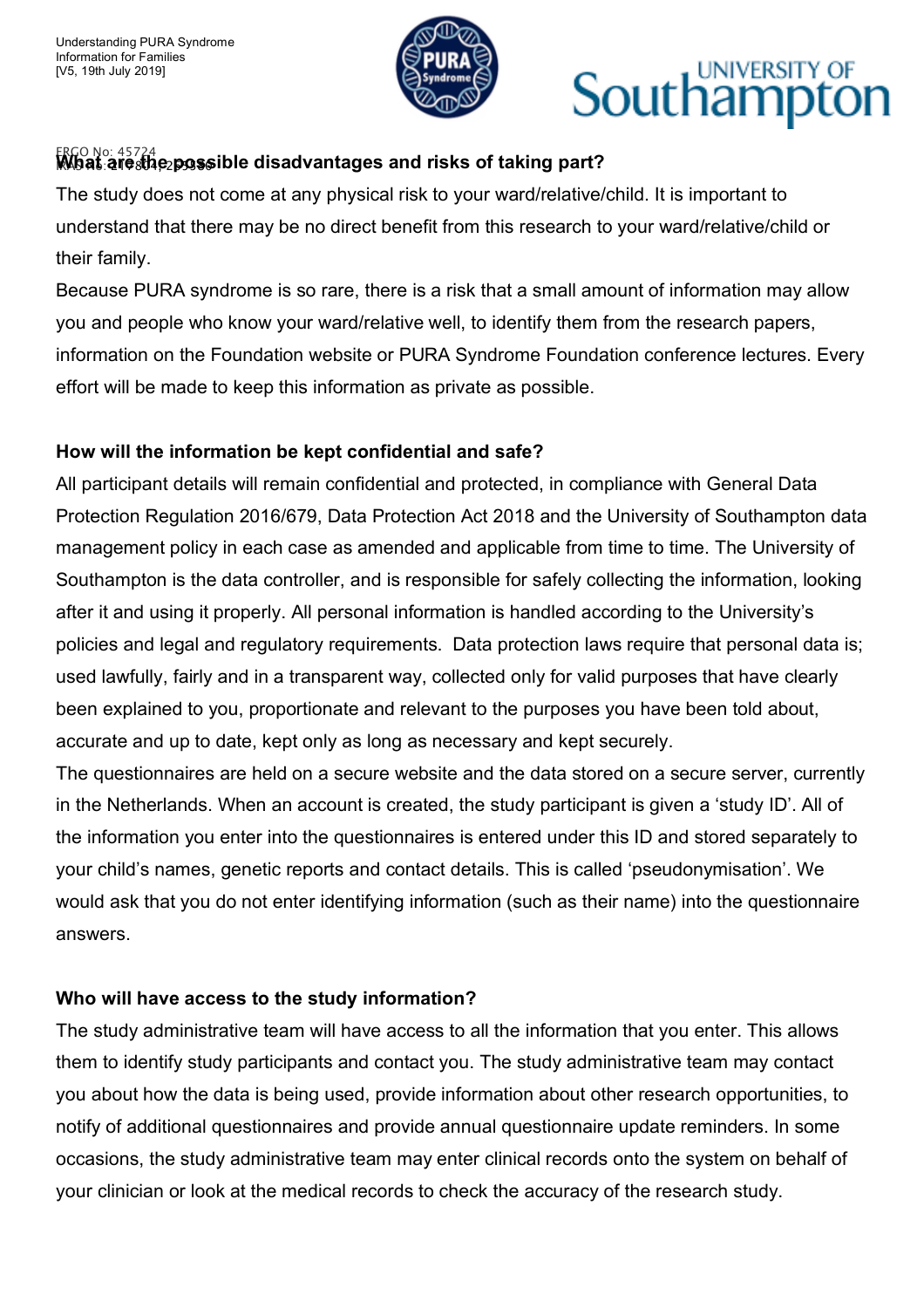## What are the possible disadvantages and risks of taking part?

The study does not come at any physical risk to your ward/relative/child. It is important to understand that there may be no direct benefit from this research to your ward/relative/child or their family.

Because PURA syndrome is so rare, there is a risk that a small amount of information may allow you and people who know your ward/relative well, to identify them from the research papers, information on the Foundation website or PURA Syndrome Foundation conference lectures. Every effort will be made to keep this information as private as possible.

## How will the information be kept confidential and safe?

All participant details will remain confidential and protected, in compliance with General Data Protection Regulation 2016/679, Data Protection Act 2018 and the University of Southampton data management policy in each case as amended and applicable from time to time. The University of Southampton is the data controller, and is responsible for safely collecting the information, looking after it and using it properly. All personal information is handled according to the University's policies and legal and regulatory requirements. Data protection laws require that personal data is; used lawfully, fairly and in a transparent way, collected only for valid purposes that have clearly been explained to you, proportionate and relevant to the purposes you have been told about, accurate and up to date, kept only as long as necessary and kept securely.

The questionnaires are held on a secure website and the data stored on a secure server, currently in the Netherlands. When an account is created, the study participant is given a 'study ID'. All of the information you enter into the questionnaires is entered under this ID and stored separately to your child's names, genetic reports and contact details. This is called 'pseudonymisation'. We would ask that you do not enter identifying information (such as their name) into the questionnaire answers.

## Who will have access to the study information?

The study administrative team will have access to all the information that you enter. This allows them to identify study participants and contact you. The study administrative team may contact you about how the data is being used, provide information about other research opportunities, to notify of additional questionnaires and provide annual questionnaire update reminders. In some occasions, the study administrative team may enter clinical records onto the system on behalf of your clinician or look at the medical records to check the accuracy of the research study.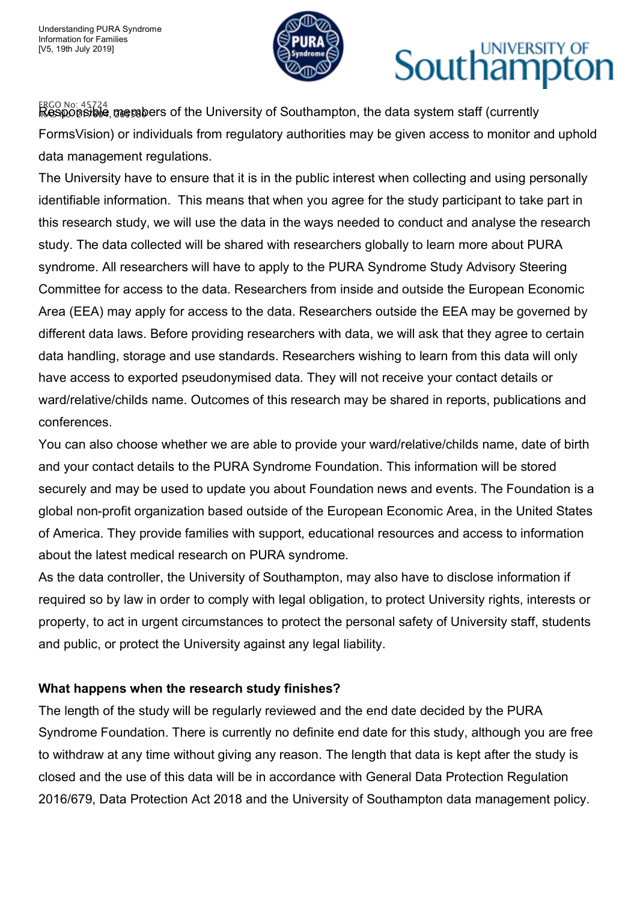Responsible members of the University of Southampton, the data system staff (currently FormsVision) or individuals from regulatory authorities may be given access to monitor and uphold data management regulations.

The University have to ensure that it is in the public interest when collecting and using personally identifiable information. This means that when you agree for the study participant to take part in this research study, we will use the data in the ways needed to conduct and analyse the research study. The data collected will be shared with researchers globally to learn more about PURA syndrome. All researchers will have to apply to the PURA Syndrome Study Advisory Steering Committee for access to the data. Researchers from inside and outside the European Economic Area (EEA) may apply for access to the data. Researchers outside the EEA may be governed by different data laws. Before providing researchers with data, we will ask that they agree to certain data handling, storage and use standards. Researchers wishing to learn from this data will only have access to exported pseudonymised data. They will not receive your contact details or ward/relative/childs name. Outcomes of this research may be shared in reports, publications and conferences.

You can also choose whether we are able to provide your ward/relative/childs name, date of birth and your contact details to the PURA Syndrome Foundation. This information will be stored securely and may be used to update you about Foundation news and events. The Foundation is a global non-profit organization based outside of the European Economic Area, in the United States of America. They provide families with support, educational resources and access to information about the latest medical research on PURA syndrome.

As the data controller, the University of Southampton, may also have to disclose information if required so by law in order to comply with legal obligation, to protect University rights, interests or property, to act in urgent circumstances to protect the personal safety of University staff, students and public, or protect the University against any legal liability.

**What happens when the research study finishes?**

The length of the study will be regularly reviewed and the end date decided by the PURA Syndrome Foundation. There is currently no definite end date for this study, although you are free to withdraw at any time without giving any reason. The length that data is kept after the study is closed and the use of this data will be in accordance with General Data Protection Regulation 2016/679, Data Protection Act 2018 and the University of Southampton data management policy.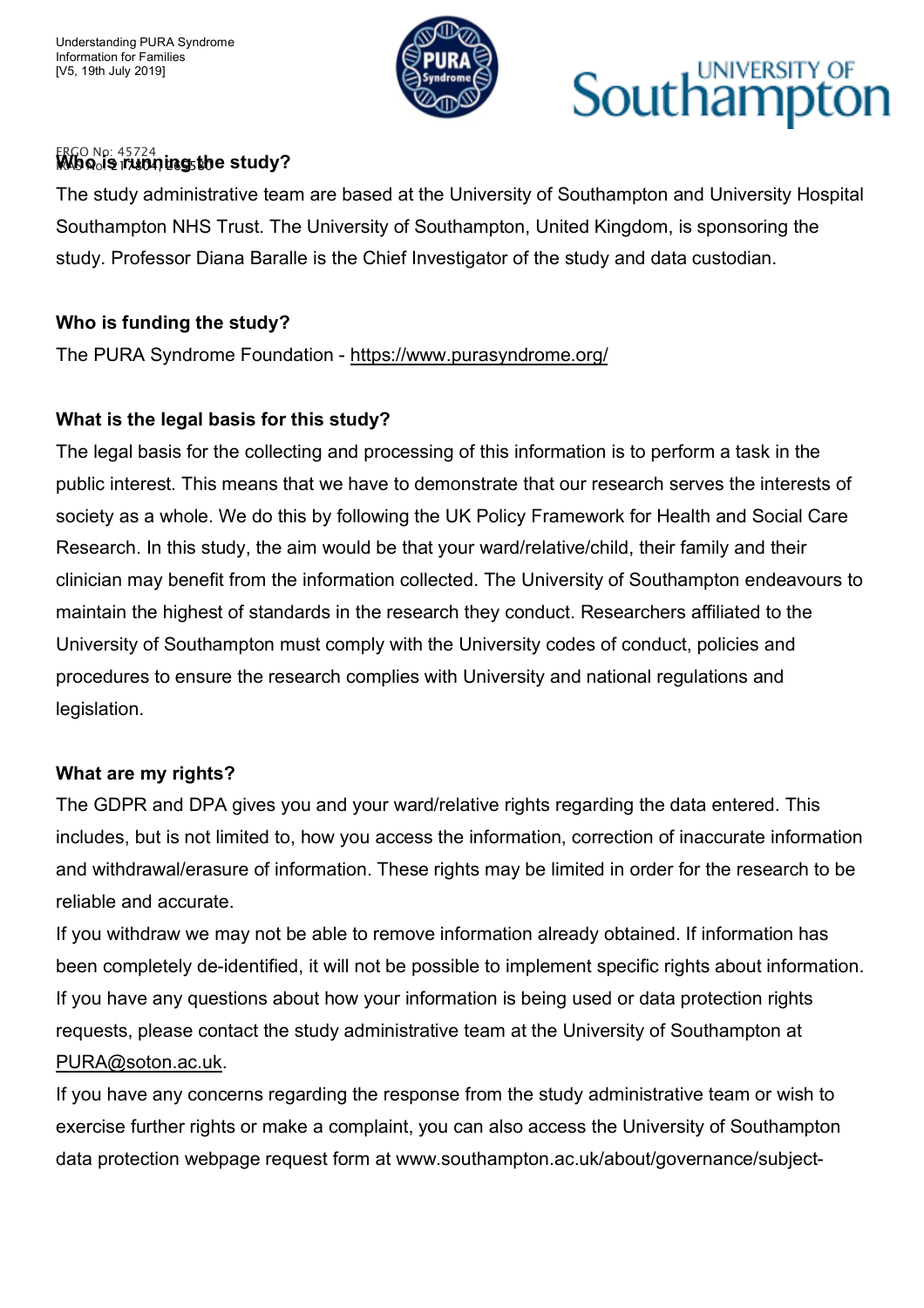### Who is running the study?

The study administrative team are based at the University of Southampton and University Hospital Southampton NHS Trust. The University of Southampton, United Kingdom, is sponsoring the study. Professor Diana Baralle is the Chief Investigator of the study and data custodian.

### Who is funding the study?

The PURA Syndrome Foundation - https://www.purasyndrome.org/

### What is the legal basis for this study?

The legal basis for the collecting and processing of this information is to perform a task in the public interest. This means that we have to demonstrate that our research serves the interests of society as a whole. We do this by following the UK Policy Framework for Health and Social Care Research. In this study, the aim would be that your ward/relative/child, their family and their clinician may benefit from the information collected. The University of Southampton endeavours to maintain the highest of standards in the research they conduct. Researchers affiliated to the University of Southampton must comply with the University codes of conduct, policies and procedures to ensure the research complies with University and national regulations and legislation.

### What are my rights?

The GDPR and DPA gives you and your ward/relative rights regarding the data entered. This includes, but is not limited to, how you access the information, correction of inaccurate information and withdrawal/erasure of information. These rights may be limited in order for the research to be reliable and accurate.

If you withdraw we may not be able to remove information already obtained. If information has been completely de-identified, it will not be possible to implement specific rights about information. If you have any questions about how your information is being used or data protection rights requests, please contact the study administrative team at the University of Southampton at PURA@soton.ac.uk.

If you have any concerns regarding the response from the study administrative team or wish to exercise further rights or make a complaint, you can also access the University of Southampton data protection webpage request form at www.southampton.ac.uk/about/governance/subject-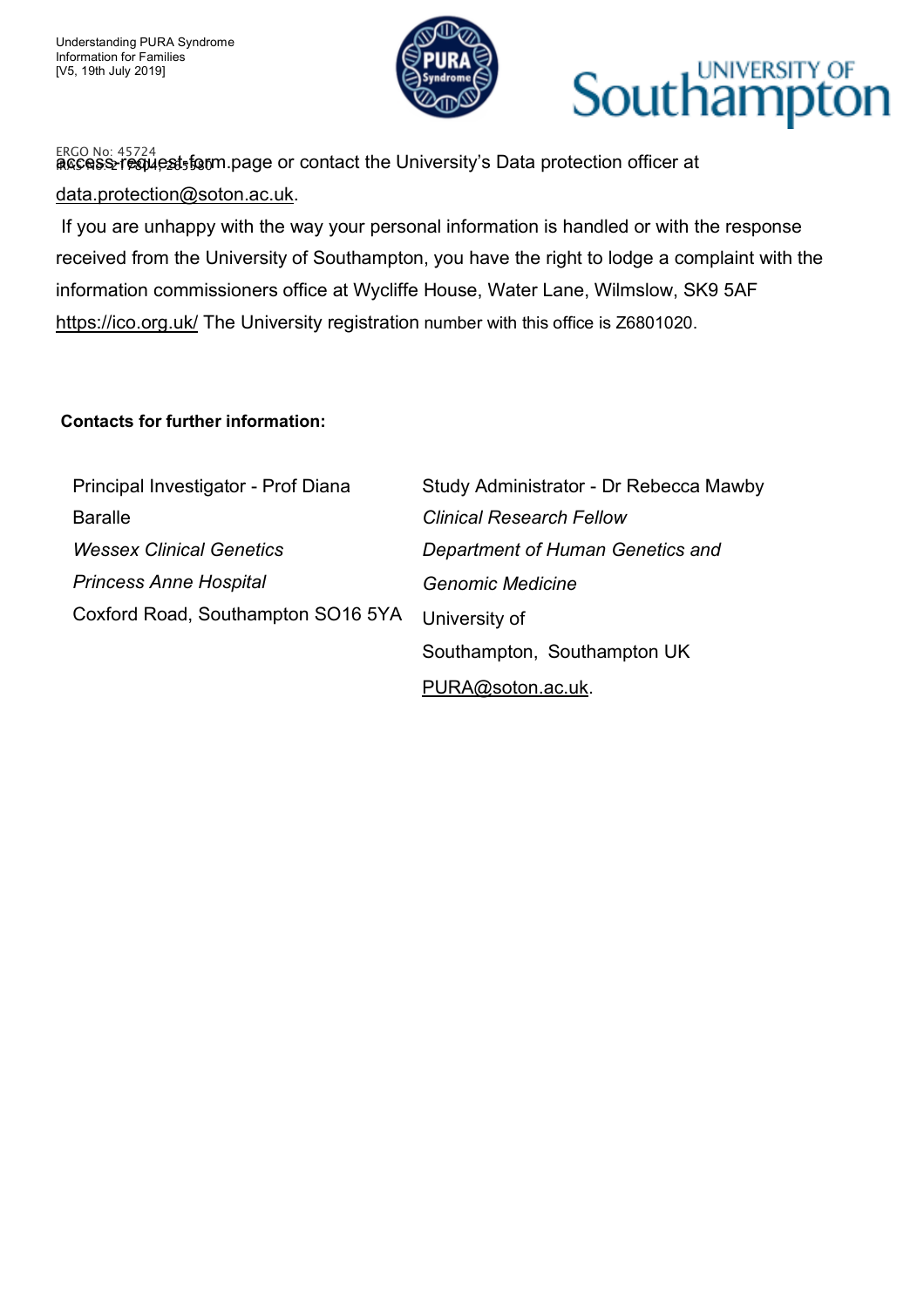access-request-form.page or contact the University's Data protection officer at data.protection@soton.ac.uk.

If you are unhappy with the way your personal information is handled or with the response received from the University of Southampton, you have the right to lodge a complaint with the information commissioners office at Wycliffe House, Water Lane, Wilmslow, SK9 5AF https://ico.org.uk/ The University registration number with this office is Z6801020.

**Contacts for further information:**

Principal Investigator - Prof Diana Baralle
*Wessex Clinical Genetics*
*Princess Anne Hospital*
Coxford Road, Southampton SO16 5YA

Study Administrator - Dr Rebecca Mawby
*Clinical Research Fellow*
*Department of Human Genetics and Genomic Medicine*
University of Southampton, Southampton UK
PURA@soton.ac.uk.